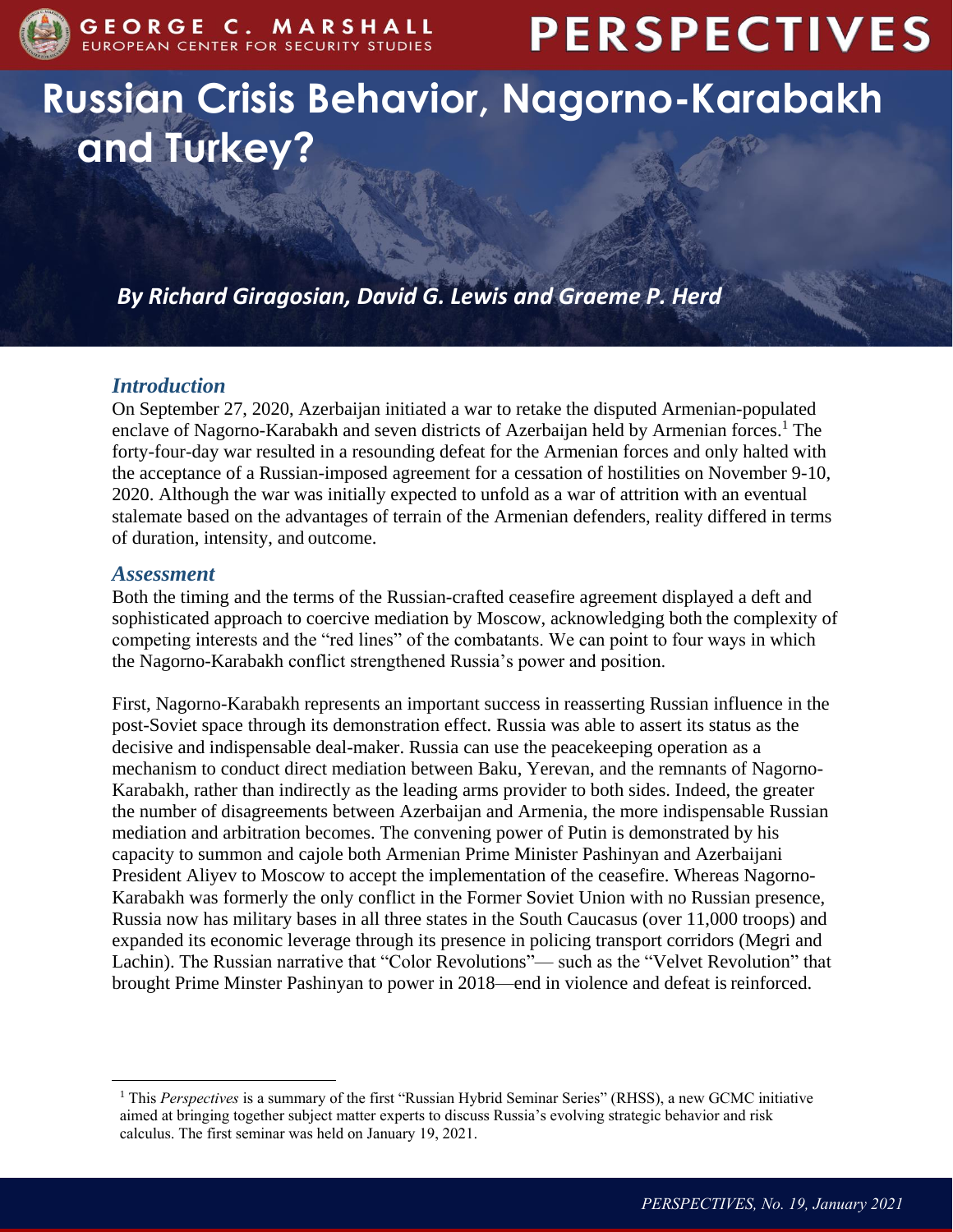# Russian Crisis Behavior, Nagorno-Karabakh and Turkey?

*By Richard Giragosian, David G. Lewis and Graeme P. Herd*

## *Introduction*

On September 27, 2020, Azerbaijan initiated a war to retake the disputed Armenian-populated enclave of Nagorno-Karabakh and seven districts of Azerbaijan held by Armenian forces.[1] The forty-four-day war resulted in a resounding defeat for the Armenian forces and only halted with the acceptance of a Russian-imposed agreement for a cessation of hostilities on November 9-10, 2020. Although the war was initially expected to unfold as a war of attrition with an eventual stalemate based on the advantages of terrain of the Armenian defenders, reality differed in terms of duration, intensity, and outcome.

## *Assessment*

Both the timing and the terms of the Russian-crafted ceasefire agreement displayed a deft and sophisticated approach to coercive mediation by Moscow, acknowledging both the complexity of competing interests and the "red lines" of the combatants. We can point to four ways in which the Nagorno-Karabakh conflict strengthened Russia's power and position.

First, Nagorno-Karabakh represents an important success in reasserting Russian influence in the post-Soviet space through its demonstration effect. Russia was able to assert its status as the decisive and indispensable deal-maker. Russia can use the peacekeeping operation as a mechanism to conduct direct mediation between Baku, Yerevan, and the remnants of Nagorno-Karabakh, rather than indirectly as the leading arms provider to both sides. Indeed, the greater the number of disagreements between Azerbaijan and Armenia, the more indispensable Russian mediation and arbitration becomes. The convening power of Putin is demonstrated by his capacity to summon and cajole both Armenian Prime Minister Pashinyan and Azerbaijani President Aliyev to Moscow to accept the implementation of the ceasefire. Whereas Nagorno-Karabakh was formerly the only conflict in the Former Soviet Union with no Russian presence, Russia now has military bases in all three states in the South Caucasus (over 11,000 troops) and expanded its economic leverage through its presence in policing transport corridors (Megri and Lachin). The Russian narrative that "Color Revolutions"— such as the "Velvet Revolution" that brought Prime Minster Pashinyan to power in 2018—end in violence and defeat is reinforced.

---

[1] This *Perspectives* is a summary of the first "Russian Hybrid Seminar Series" (RHSS), a new GCMC initiative aimed at bringing together subject matter experts to discuss Russia's evolving strategic behavior and risk calculus. The first seminar was held on January 19, 2021.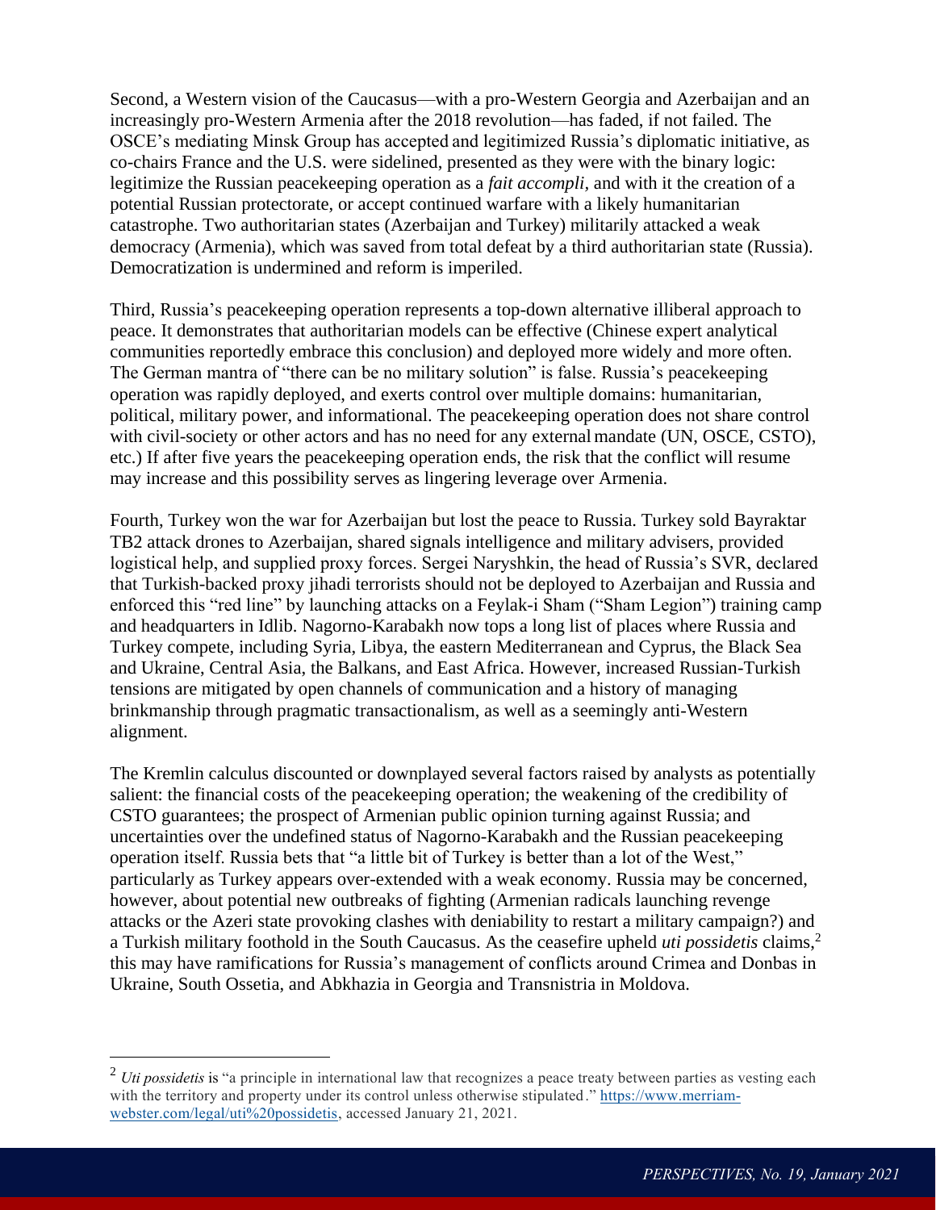Second, a Western vision of the Caucasus—with a pro-Western Georgia and Azerbaijan and an increasingly pro-Western Armenia after the 2018 revolution—has faded, if not failed. The OSCE's mediating Minsk Group has accepted and legitimized Russia's diplomatic initiative, as co-chairs France and the U.S. were sidelined, presented as they were with the binary logic: legitimize the Russian peacekeeping operation as a *fait accompli,* and with it the creation of a potential Russian protectorate, or accept continued warfare with a likely humanitarian catastrophe. Two authoritarian states (Azerbaijan and Turkey) militarily attacked a weak democracy (Armenia), which was saved from total defeat by a third authoritarian state (Russia). Democratization is undermined and reform is imperiled.

Third, Russia's peacekeeping operation represents a top-down alternative illiberal approach to peace. It demonstrates that authoritarian models can be effective (Chinese expert analytical communities reportedly embrace this conclusion) and deployed more widely and more often. The German mantra of "there can be no military solution" is false. Russia's peacekeeping operation was rapidly deployed, and exerts control over multiple domains: humanitarian, political, military power, and informational. The peacekeeping operation does not share control with civil-society or other actors and has no need for any external mandate (UN, OSCE, CSTO), etc.) If after five years the peacekeeping operation ends, the risk that the conflict will resume may increase and this possibility serves as lingering leverage over Armenia.

Fourth, Turkey won the war for Azerbaijan but lost the peace to Russia. Turkey sold Bayraktar TB2 attack drones to Azerbaijan, shared signals intelligence and military advisers, provided logistical help, and supplied proxy forces. Sergei Naryshkin, the head of Russia's SVR, declared that Turkish-backed proxy jihadi terrorists should not be deployed to Azerbaijan and Russia and enforced this "red line" by launching attacks on a Feylak-i Sham ("Sham Legion") training camp and headquarters in Idlib. Nagorno-Karabakh now tops a long list of places where Russia and Turkey compete, including Syria, Libya, the eastern Mediterranean and Cyprus, the Black Sea and Ukraine, Central Asia, the Balkans, and East Africa. However, increased Russian-Turkish tensions are mitigated by open channels of communication and a history of managing brinkmanship through pragmatic transactionalism, as well as a seemingly anti-Western alignment.

The Kremlin calculus discounted or downplayed several factors raised by analysts as potentially salient: the financial costs of the peacekeeping operation; the weakening of the credibility of CSTO guarantees; the prospect of Armenian public opinion turning against Russia; and uncertainties over the undefined status of Nagorno-Karabakh and the Russian peacekeeping operation itself. Russia bets that "a little bit of Turkey is better than a lot of the West," particularly as Turkey appears over-extended with a weak economy. Russia may be concerned, however, about potential new outbreaks of fighting (Armenian radicals launching revenge attacks or the Azeri state provoking clashes with deniability to restart a military campaign?) and a Turkish military foothold in the South Caucasus. As the ceasefire upheld *uti possidetis* claims,[2] this may have ramifications for Russia's management of conflicts around Crimea and Donbas in Ukraine, South Ossetia, and Abkhazia in Georgia and Transnistria in Moldova.

---

[2] *Uti possidetis* is "a principle in international law that recognizes a peace treaty between parties as vesting each with the territory and property under its control unless otherwise stipulated." https://www.merriam-webster.com/legal/uti%20possidetis, accessed January 21, 2021.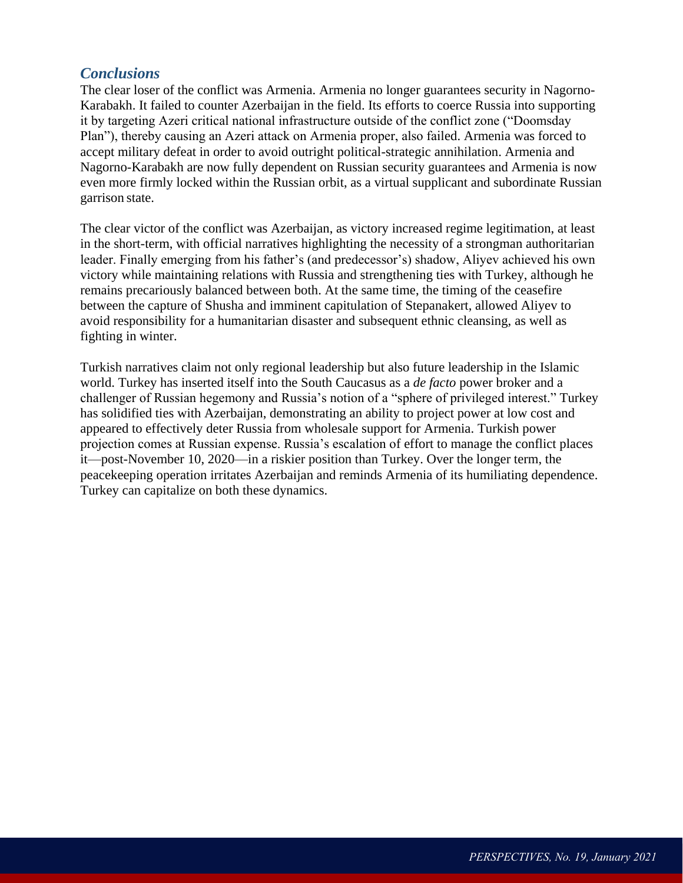## *Conclusions*

The clear loser of the conflict was Armenia. Armenia no longer guarantees security in Nagorno-Karabakh. It failed to counter Azerbaijan in the field. Its efforts to coerce Russia into supporting it by targeting Azeri critical national infrastructure outside of the conflict zone ("Doomsday Plan"), thereby causing an Azeri attack on Armenia proper, also failed. Armenia was forced to accept military defeat in order to avoid outright political-strategic annihilation. Armenia and Nagorno-Karabakh are now fully dependent on Russian security guarantees and Armenia is now even more firmly locked within the Russian orbit, as a virtual supplicant and subordinate Russian garrison state.

The clear victor of the conflict was Azerbaijan, as victory increased regime legitimation, at least in the short-term, with official narratives highlighting the necessity of a strongman authoritarian leader. Finally emerging from his father's (and predecessor's) shadow, Aliyev achieved his own victory while maintaining relations with Russia and strengthening ties with Turkey, although he remains precariously balanced between both. At the same time, the timing of the ceasefire between the capture of Shusha and imminent capitulation of Stepanakert, allowed Aliyev to avoid responsibility for a humanitarian disaster and subsequent ethnic cleansing, as well as fighting in winter.

Turkish narratives claim not only regional leadership but also future leadership in the Islamic world. Turkey has inserted itself into the South Caucasus as a *de facto* power broker and a challenger of Russian hegemony and Russia's notion of a "sphere of privileged interest." Turkey has solidified ties with Azerbaijan, demonstrating an ability to project power at low cost and appeared to effectively deter Russia from wholesale support for Armenia. Turkish power projection comes at Russian expense. Russia's escalation of effort to manage the conflict places it—post-November 10, 2020—in a riskier position than Turkey. Over the longer term, the peacekeeping operation irritates Azerbaijan and reminds Armenia of its humiliating dependence. Turkey can capitalize on both these dynamics.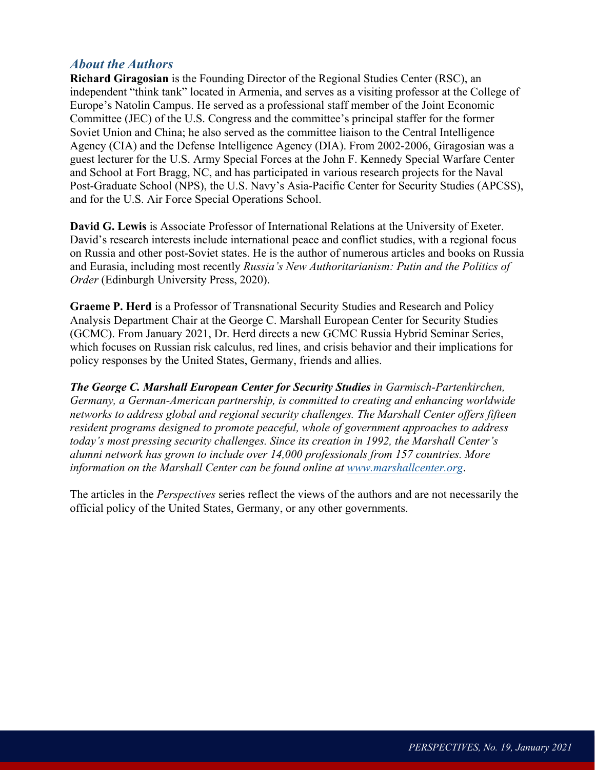## *About the Authors*

**Richard Giragosian** is the Founding Director of the Regional Studies Center (RSC), an independent "think tank" located in Armenia, and serves as a visiting professor at the College of Europe's Natolin Campus. He served as a professional staff member of the Joint Economic Committee (JEC) of the U.S. Congress and the committee's principal staffer for the former Soviet Union and China; he also served as the committee liaison to the Central Intelligence Agency (CIA) and the Defense Intelligence Agency (DIA). From 2002-2006, Giragosian was a guest lecturer for the U.S. Army Special Forces at the John F. Kennedy Special Warfare Center and School at Fort Bragg, NC, and has participated in various research projects for the Naval Post-Graduate School (NPS), the U.S. Navy's Asia-Pacific Center for Security Studies (APCSS), and for the U.S. Air Force Special Operations School.

**David G. Lewis** is Associate Professor of International Relations at the University of Exeter. David's research interests include international peace and conflict studies, with a regional focus on Russia and other post-Soviet states. He is the author of numerous articles and books on Russia and Eurasia, including most recently *Russia's New Authoritarianism: Putin and the Politics of Order* (Edinburgh University Press, 2020).

**Graeme P. Herd** is a Professor of Transnational Security Studies and Research and Policy Analysis Department Chair at the George C. Marshall European Center for Security Studies (GCMC). From January 2021, Dr. Herd directs a new GCMC Russia Hybrid Seminar Series, which focuses on Russian risk calculus, red lines, and crisis behavior and their implications for policy responses by the United States, Germany, friends and allies.

***The George C. Marshall European Center for Security Studies*** *in Garmisch-Partenkirchen, Germany, a German-American partnership, is committed to creating and enhancing worldwide networks to address global and regional security challenges. The Marshall Center offers fifteen resident programs designed to promote peaceful, whole of government approaches to address today's most pressing security challenges. Since its creation in 1992, the Marshall Center's alumni network has grown to include over 14,000 professionals from 157 countries. More information on the Marshall Center can be found online at [www.marshallcenter.org](http://www.marshallcenter.org).*

The articles in the *Perspectives* series reflect the views of the authors and are not necessarily the official policy of the United States, Germany, or any other governments.